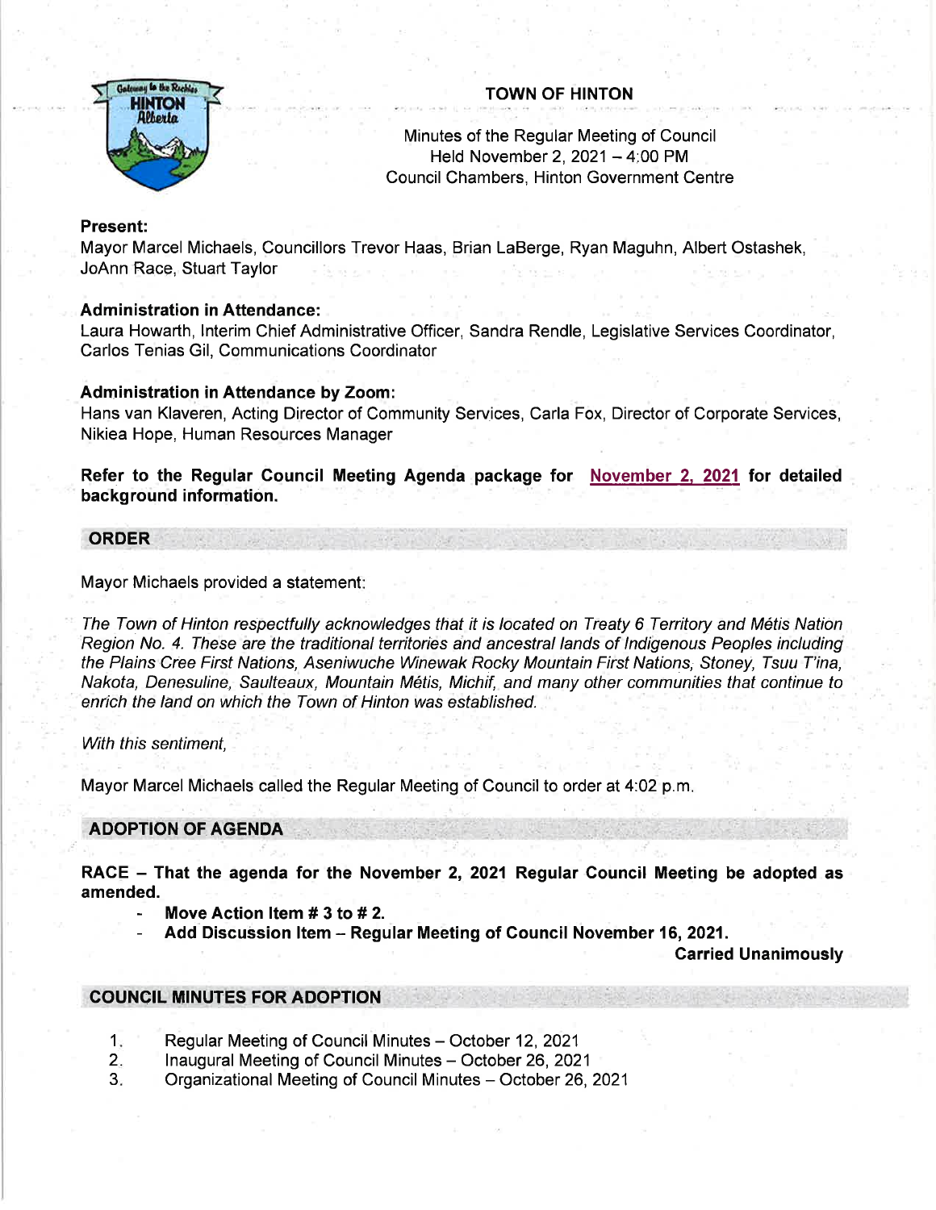# TOWN OF HINTON

Minutes of the Regular Meeting of Council
Held November 2, 2021 – 4:00 PM
Council Chambers, Hinton Government Centre

**Present:**
Mayor Marcel Michaels, Councillors Trevor Haas, Brian LaBerge, Ryan Maguhn, Albert Ostashek, JoAnn Race, Stuart Taylor

**Administration in Attendance:**
Laura Howarth, Interim Chief Administrative Officer, Sandra Rendle, Legislative Services Coordinator, Carlos Tenias Gil, Communications Coordinator

**Administration in Attendance by Zoom:**
Hans van Klaveren, Acting Director of Community Services, Carla Fox, Director of Corporate Services, Nikiea Hope, Human Resources Manager

**Refer to the Regular Council Meeting Agenda package for November 2, 2021 for detailed background information.**

## ORDER

Mayor Michaels provided a statement:

*The Town of Hinton respectfully acknowledges that it is located on Treaty 6 Territory and Métis Nation Region No. 4. These are the traditional territories and ancestral lands of Indigenous Peoples including the Plains Cree First Nations, Aseniwuche Winewak Rocky Mountain First Nations, Stoney, Tsuu T'ina, Nakota, Denesuline, Saulteaux, Mountain Métis, Michif, and many other communities that continue to enrich the land on which the Town of Hinton was established.*

*With this sentiment,*

Mayor Marcel Michaels called the Regular Meeting of Council to order at 4:02 p.m.

## ADOPTION OF AGENDA

**RACE – That the agenda for the November 2, 2021 Regular Council Meeting be adopted as amended.**

- **Move Action Item # 3 to # 2.**
- **Add Discussion Item – Regular Meeting of Council November 16, 2021.**

**Carried Unanimously**

## COUNCIL MINUTES FOR ADOPTION

1. Regular Meeting of Council Minutes – October 12, 2021
2. Inaugural Meeting of Council Minutes – October 26, 2021
3. Organizational Meeting of Council Minutes – October 26, 2021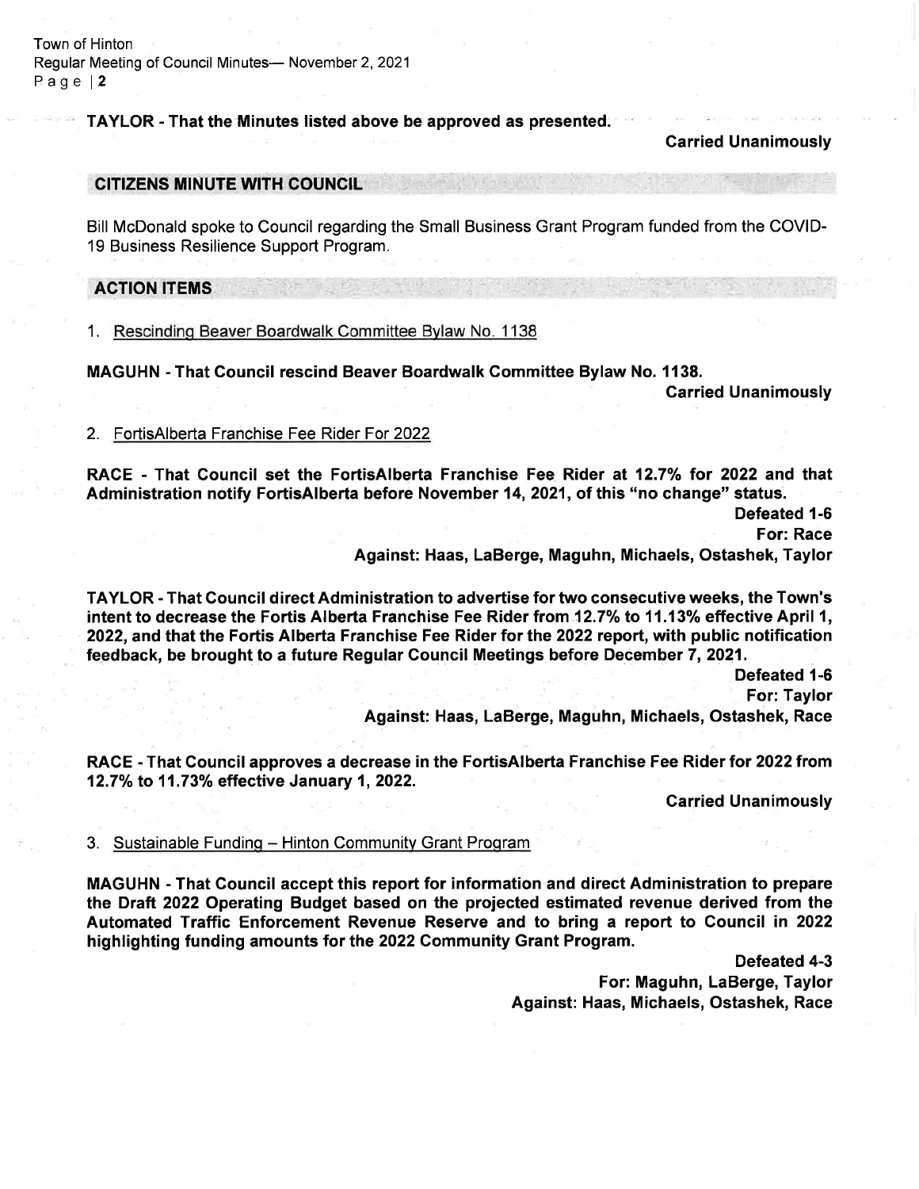**TAYLOR - That the Minutes listed above be approved as presented.**

**Carried Unanimously**

## CITIZENS MINUTE WITH COUNCIL

Bill McDonald spoke to Council regarding the Small Business Grant Program funded from the COVID-19 Business Resilience Support Program.

## ACTION ITEMS

1. Rescinding Beaver Boardwalk Committee Bylaw No. 1138

**MAGUHN - That Council rescind Beaver Boardwalk Committee Bylaw No. 1138.**

**Carried Unanimously**

2. FortisAlberta Franchise Fee Rider For 2022

**RACE - That Council set the FortisAlberta Franchise Fee Rider at 12.7% for 2022 and that Administration notify FortisAlberta before November 14, 2021, of this "no change" status.**

**Defeated 1-6**
**For: Race**
**Against: Haas, LaBerge, Maguhn, Michaels, Ostashek, Taylor**

**TAYLOR - That Council direct Administration to advertise for two consecutive weeks, the Town's intent to decrease the Fortis Alberta Franchise Fee Rider from 12.7% to 11.13% effective April 1, 2022, and that the Fortis Alberta Franchise Fee Rider for the 2022 report, with public notification feedback, be brought to a future Regular Council Meetings before December 7, 2021.**

**Defeated 1-6**
**For: Taylor**
**Against: Haas, LaBerge, Maguhn, Michaels, Ostashek, Race**

**RACE - That Council approves a decrease in the FortisAlberta Franchise Fee Rider for 2022 from 12.7% to 11.73% effective January 1, 2022.**

**Carried Unanimously**

3. Sustainable Funding – Hinton Community Grant Program

**MAGUHN - That Council accept this report for information and direct Administration to prepare the Draft 2022 Operating Budget based on the projected estimated revenue derived from the Automated Traffic Enforcement Revenue Reserve and to bring a report to Council in 2022 highlighting funding amounts for the 2022 Community Grant Program.**

**Defeated 4-3**
**For: Maguhn, LaBerge, Taylor**
**Against: Haas, Michaels, Ostashek, Race**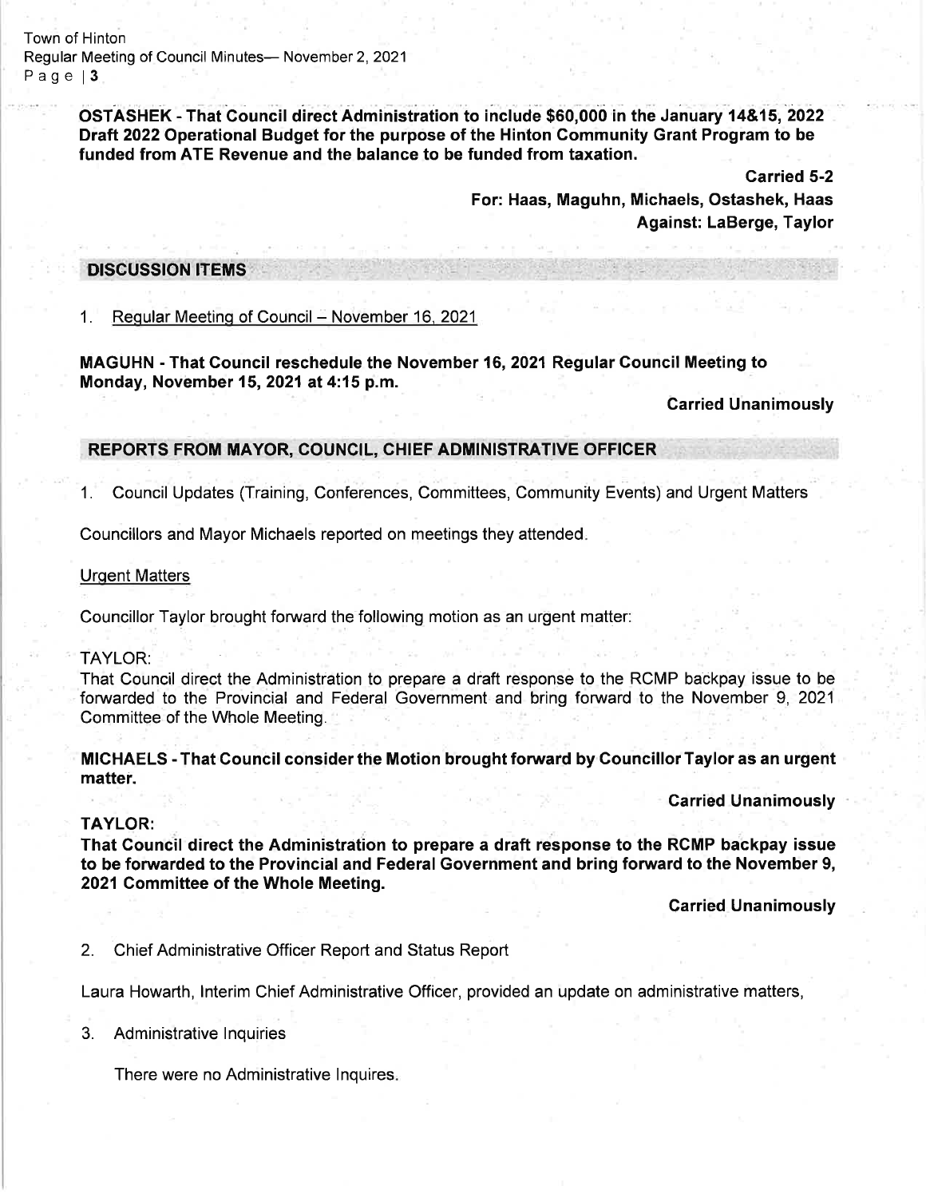**OSTASHEK - That Council direct Administration to include $60,000 in the January 14&15, 2022 Draft 2022 Operational Budget for the purpose of the Hinton Community Grant Program to be funded from ATE Revenue and the balance to be funded from taxation.**

**Carried 5-2**
**For: Haas, Maguhn, Michaels, Ostashek, Haas**
**Against: LaBerge, Taylor**

## DISCUSSION ITEMS

1. Regular Meeting of Council – November 16, 2021

**MAGUHN - That Council reschedule the November 16, 2021 Regular Council Meeting to Monday, November 15, 2021 at 4:15 p.m.**

**Carried Unanimously**

## REPORTS FROM MAYOR, COUNCIL, CHIEF ADMINISTRATIVE OFFICER

1. Council Updates (Training, Conferences, Committees, Community Events) and Urgent Matters

Councillors and Mayor Michaels reported on meetings they attended.

Urgent Matters

Councillor Taylor brought forward the following motion as an urgent matter:

TAYLOR:
That Council direct the Administration to prepare a draft response to the RCMP backpay issue to be forwarded to the Provincial and Federal Government and bring forward to the November 9, 2021 Committee of the Whole Meeting.

**MICHAELS - That Council consider the Motion brought forward by Councillor Taylor as an urgent matter.**

**Carried Unanimously**

**TAYLOR:**
**That Council direct the Administration to prepare a draft response to the RCMP backpay issue to be forwarded to the Provincial and Federal Government and bring forward to the November 9, 2021 Committee of the Whole Meeting.**

**Carried Unanimously**

2. Chief Administrative Officer Report and Status Report

Laura Howarth, Interim Chief Administrative Officer, provided an update on administrative matters,

3. Administrative Inquiries

   There were no Administrative Inquires.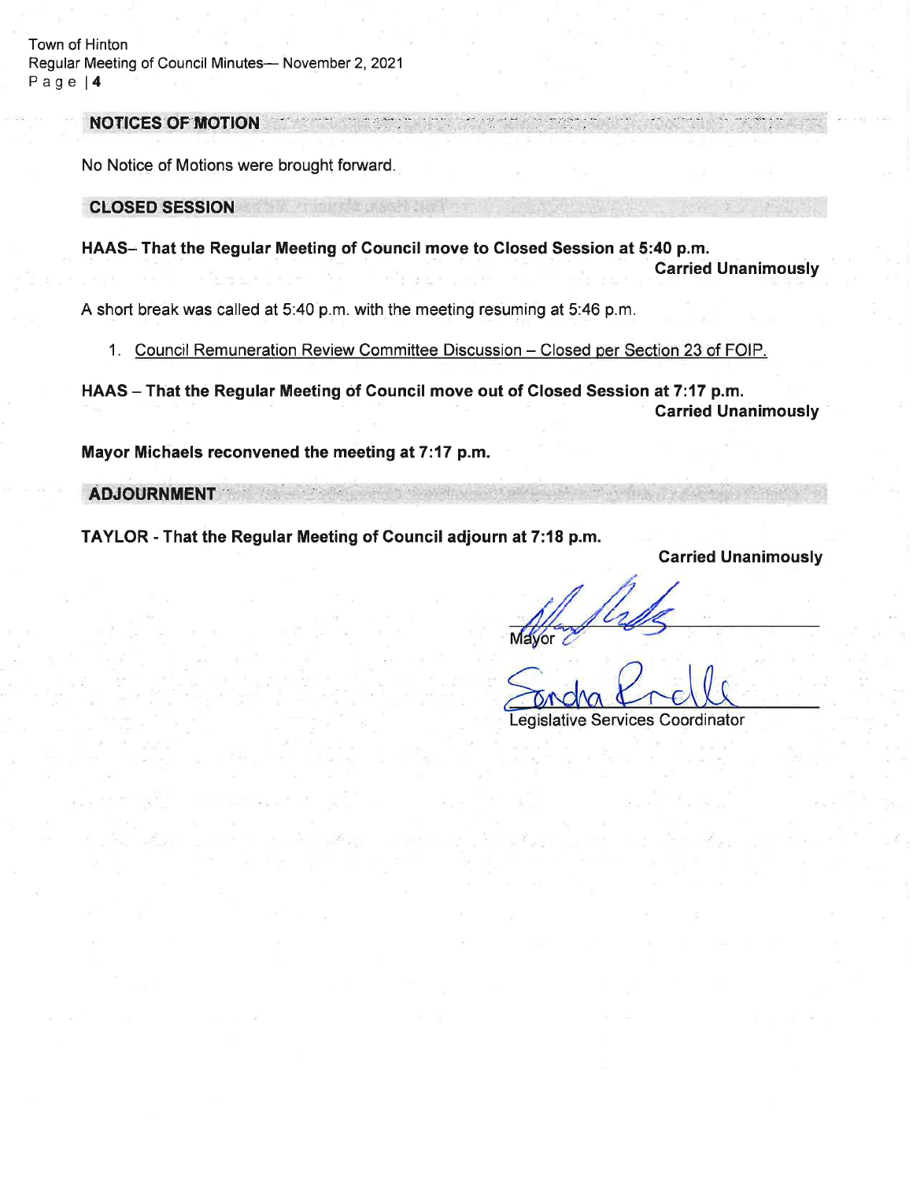## NOTICES OF MOTION

No Notice of Motions were brought forward.

## CLOSED SESSION

**HAAS– That the Regular Meeting of Council move to Closed Session at 5:40 p.m.**
**Carried Unanimously**

A short break was called at 5:40 p.m. with the meeting resuming at 5:46 p.m.

1. Council Remuneration Review Committee Discussion – Closed per Section 23 of FOIP.

**HAAS – That the Regular Meeting of Council move out of Closed Session at 7:17 p.m.**
**Carried Unanimously**

**Mayor Michaels reconvened the meeting at 7:17 p.m.**

## ADJOURNMENT

**TAYLOR - That the Regular Meeting of Council adjourn at 7:18 p.m.**
**Carried Unanimously**

Mayor

Legislative Services Coordinator